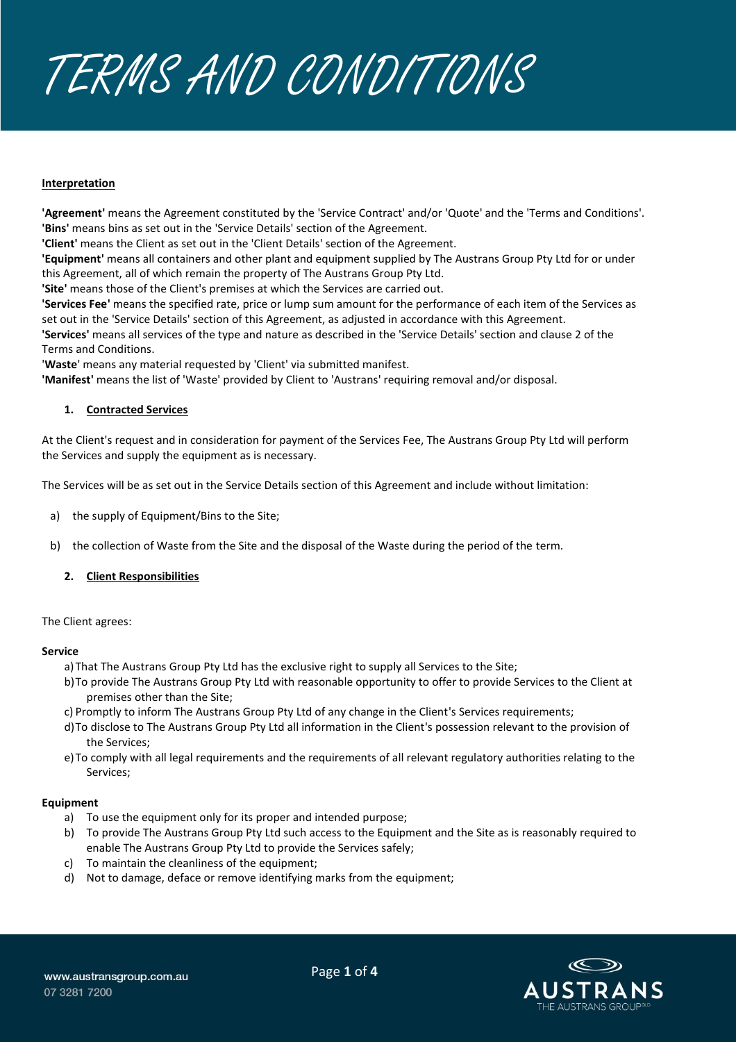# TERMS AND CONDITIONS

**Interpretation**

**'Agreement'** means the Agreement constituted by the 'Service Contract' and/or 'Quote' and the 'Terms and Conditions'.
**'Bins'** means bins as set out in the 'Service Details' section of the Agreement.
**'Client'** means the Client as set out in the 'Client Details' section of the Agreement.
**'Equipment'** means all containers and other plant and equipment supplied by The Austrans Group Pty Ltd for or under this Agreement, all of which remain the property of The Austrans Group Pty Ltd.
**'Site'** means those of the Client's premises at which the Services are carried out.
**'Services Fee'** means the specified rate, price or lump sum amount for the performance of each item of the Services as set out in the 'Service Details' section of this Agreement, as adjusted in accordance with this Agreement.
**'Services'** means all services of the type and nature as described in the 'Service Details' section and clause 2 of the Terms and Conditions.
'**Waste**' means any material requested by 'Client' via submitted manifest.
**'Manifest'** means the list of 'Waste' provided by Client to 'Austrans' requiring removal and/or disposal.

## 1. Contracted Services

At the Client's request and in consideration for payment of the Services Fee, The Austrans Group Pty Ltd will perform the Services and supply the equipment as is necessary.

The Services will be as set out in the Service Details section of this Agreement and include without limitation:

a) the supply of Equipment/Bins to the Site;

b) the collection of Waste from the Site and the disposal of the Waste during the period of the term.

## 2. Client Responsibilities

The Client agrees:

**Service**

a) That The Austrans Group Pty Ltd has the exclusive right to supply all Services to the Site;
b) To provide The Austrans Group Pty Ltd with reasonable opportunity to offer to provide Services to the Client at premises other than the Site;
c) Promptly to inform The Austrans Group Pty Ltd of any change in the Client's Services requirements;
d) To disclose to The Austrans Group Pty Ltd all information in the Client's possession relevant to the provision of the Services;
e) To comply with all legal requirements and the requirements of all relevant regulatory authorities relating to the Services;

**Equipment**

a) To use the equipment only for its proper and intended purpose;
b) To provide The Austrans Group Pty Ltd such access to the Equipment and the Site as is reasonably required to enable The Austrans Group Pty Ltd to provide the Services safely;
c) To maintain the cleanliness of the equipment;
d) Not to damage, deface or remove identifying marks from the equipment;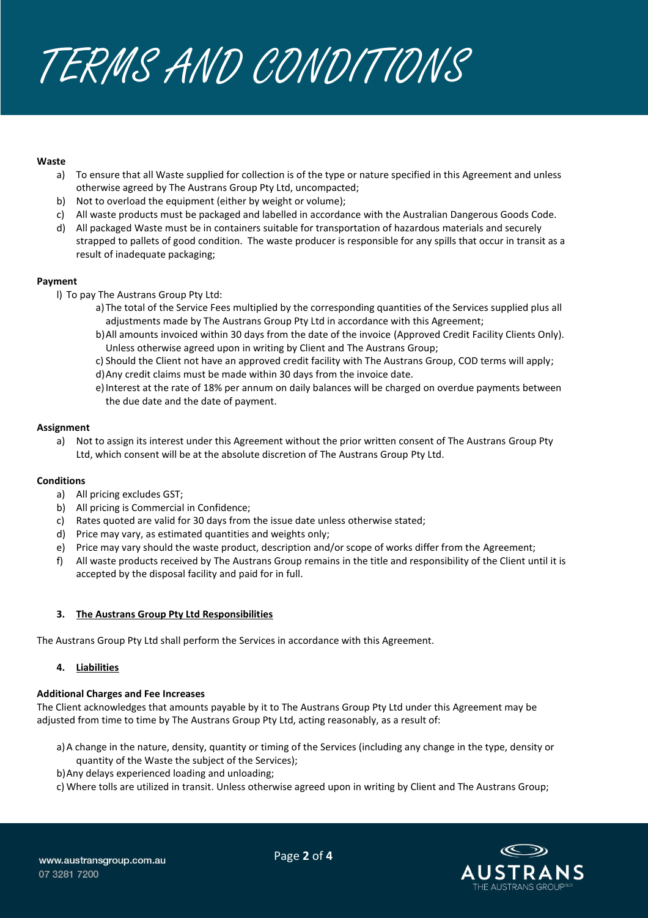# TERMS AND CONDITIONS

**Waste**

a) To ensure that all Waste supplied for collection is of the type or nature specified in this Agreement and unless otherwise agreed by The Austrans Group Pty Ltd, uncompacted;
b) Not to overload the equipment (either by weight or volume);
c) All waste products must be packaged and labelled in accordance with the Australian Dangerous Goods Code.
d) All packaged Waste must be in containers suitable for transportation of hazardous materials and securely strapped to pallets of good condition. The waste producer is responsible for any spills that occur in transit as a result of inadequate packaging;

**Payment**

l) To pay The Austrans Group Pty Ltd:
  a) The total of the Service Fees multiplied by the corresponding quantities of the Services supplied plus all adjustments made by The Austrans Group Pty Ltd in accordance with this Agreement;
  b) All amounts invoiced within 30 days from the date of the invoice (Approved Credit Facility Clients Only). Unless otherwise agreed upon in writing by Client and The Austrans Group;
  c) Should the Client not have an approved credit facility with The Austrans Group, COD terms will apply;
  d) Any credit claims must be made within 30 days from the invoice date.
  e) Interest at the rate of 18% per annum on daily balances will be charged on overdue payments between the due date and the date of payment.

**Assignment**

a) Not to assign its interest under this Agreement without the prior written consent of The Austrans Group Pty Ltd, which consent will be at the absolute discretion of The Austrans Group Pty Ltd.

**Conditions**

a) All pricing excludes GST;
b) All pricing is Commercial in Confidence;
c) Rates quoted are valid for 30 days from the issue date unless otherwise stated;
d) Price may vary, as estimated quantities and weights only;
e) Price may vary should the waste product, description and/or scope of works differ from the Agreement;
f) All waste products received by The Austrans Group remains in the title and responsibility of the Client until it is accepted by the disposal facility and paid for in full.

**3. The Austrans Group Pty Ltd Responsibilities**

The Austrans Group Pty Ltd shall perform the Services in accordance with this Agreement.

**4. Liabilities**

**Additional Charges and Fee Increases**

The Client acknowledges that amounts payable by it to The Austrans Group Pty Ltd under this Agreement may be adjusted from time to time by The Austrans Group Pty Ltd, acting reasonably, as a result of:

a) A change in the nature, density, quantity or timing of the Services (including any change in the type, density or quantity of the Waste the subject of the Services);
b) Any delays experienced loading and unloading;
c) Where tolls are utilized in transit. Unless otherwise agreed upon in writing by Client and The Austrans Group;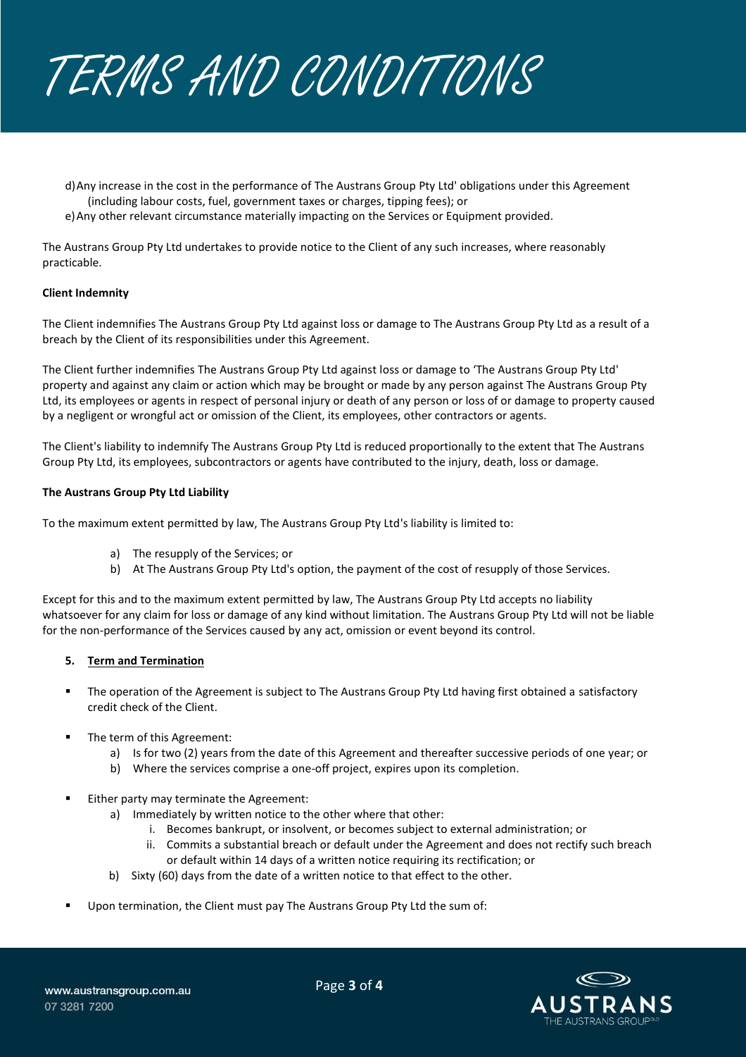# TERMS AND CONDITIONS

d) Any increase in the cost in the performance of The Austrans Group Pty Ltd' obligations under this Agreement (including labour costs, fuel, government taxes or charges, tipping fees); or

e) Any other relevant circumstance materially impacting on the Services or Equipment provided.

The Austrans Group Pty Ltd undertakes to provide notice to the Client of any such increases, where reasonably practicable.

**Client Indemnity**

The Client indemnifies The Austrans Group Pty Ltd against loss or damage to The Austrans Group Pty Ltd as a result of a breach by the Client of its responsibilities under this Agreement.

The Client further indemnifies The Austrans Group Pty Ltd against loss or damage to 'The Austrans Group Pty Ltd' property and against any claim or action which may be brought or made by any person against The Austrans Group Pty Ltd, its employees or agents in respect of personal injury or death of any person or loss of or damage to property caused by a negligent or wrongful act or omission of the Client, its employees, other contractors or agents.

The Client's liability to indemnify The Austrans Group Pty Ltd is reduced proportionally to the extent that The Austrans Group Pty Ltd, its employees, subcontractors or agents have contributed to the injury, death, loss or damage.

**The Austrans Group Pty Ltd Liability**

To the maximum extent permitted by law, The Austrans Group Pty Ltd's liability is limited to:

a) The resupply of the Services; or
b) At The Austrans Group Pty Ltd's option, the payment of the cost of resupply of those Services.

Except for this and to the maximum extent permitted by law, The Austrans Group Pty Ltd accepts no liability whatsoever for any claim for loss or damage of any kind without limitation. The Austrans Group Pty Ltd will not be liable for the non-performance of the Services caused by any act, omission or event beyond its control.

**5. <u>Term and Termination</u>**

- The operation of the Agreement is subject to The Austrans Group Pty Ltd having first obtained a satisfactory credit check of the Client.

- The term of this Agreement:
  a) Is for two (2) years from the date of this Agreement and thereafter successive periods of one year; or
  b) Where the services comprise a one-off project, expires upon its completion.

- Either party may terminate the Agreement:
  a) Immediately by written notice to the other where that other:
     i. Becomes bankrupt, or insolvent, or becomes subject to external administration; or
     ii. Commits a substantial breach or default under the Agreement and does not rectify such breach or default within 14 days of a written notice requiring its rectification; or
  b) Sixty (60) days from the date of a written notice to that effect to the other.

- Upon termination, the Client must pay The Austrans Group Pty Ltd the sum of: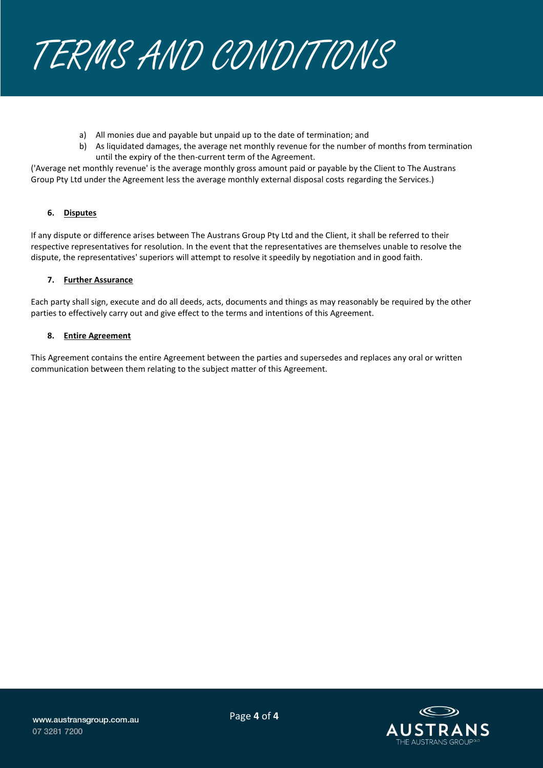# TERMS AND CONDITIONS

a) All monies due and payable but unpaid up to the date of termination; and
b) As liquidated damages, the average net monthly revenue for the number of months from termination until the expiry of the then-current term of the Agreement.

('Average net monthly revenue' is the average monthly gross amount paid or payable by the Client to The Austrans Group Pty Ltd under the Agreement less the average monthly external disposal costs regarding the Services.)

**6. Disputes**

If any dispute or difference arises between The Austrans Group Pty Ltd and the Client, it shall be referred to their respective representatives for resolution. In the event that the representatives are themselves unable to resolve the dispute, the representatives' superiors will attempt to resolve it speedily by negotiation and in good faith.

**7. Further Assurance**

Each party shall sign, execute and do all deeds, acts, documents and things as may reasonably be required by the other parties to effectively carry out and give effect to the terms and intentions of this Agreement.

**8. Entire Agreement**

This Agreement contains the entire Agreement between the parties and supersedes and replaces any oral or written communication between them relating to the subject matter of this Agreement.